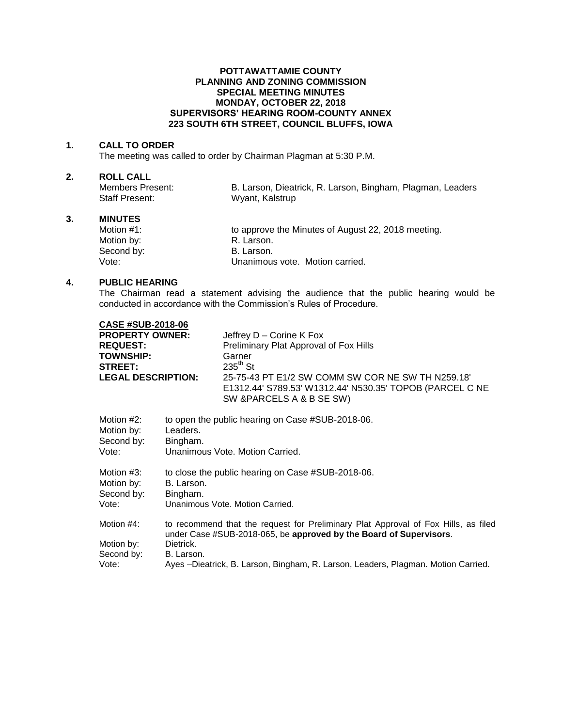**POTTAWATTAMIE COUNTY**
**PLANNING AND ZONING COMMISSION**
**SPECIAL MEETING MINUTES**
**MONDAY, OCTOBER 22, 2018**
**SUPERVISORS' HEARING ROOM-COUNTY ANNEX**
**223 SOUTH 6TH STREET, COUNCIL BLUFFS, IOWA**

**1. CALL TO ORDER**

The meeting was called to order by Chairman Plagman at 5:30 P.M.

**2. ROLL CALL**

Members Present: B. Larson, Dieatrick, R. Larson, Bingham, Plagman, Leaders
Staff Present: Wyant, Kalstrup

**3. MINUTES**

Motion #1: to approve the Minutes of August 22, 2018 meeting.
Motion by: R. Larson.
Second by: B. Larson.
Vote: Unanimous vote. Motion carried.

**4. PUBLIC HEARING**

The Chairman read a statement advising the audience that the public hearing would be conducted in accordance with the Commission's Rules of Procedure.

**CASE #SUB-2018-06**
**PROPERTY OWNER:** Jeffrey D – Corine K Fox
**REQUEST:** Preliminary Plat Approval of Fox Hills
**TOWNSHIP:** Garner
**STREET:** 235th St
**LEGAL DESCRIPTION:** 25-75-43 PT E1/2 SW COMM SW COR NE SW TH N259.18' E1312.44' S789.53' W1312.44' N530.35' TOPOB (PARCEL C NE SW &PARCELS A & B SE SW)

Motion #2: to open the public hearing on Case #SUB-2018-06.
Motion by: Leaders.
Second by: Bingham.
Vote: Unanimous Vote. Motion Carried.

Motion #3: to close the public hearing on Case #SUB-2018-06.
Motion by: B. Larson.
Second by: Bingham.
Vote: Unanimous Vote. Motion Carried.

Motion #4: to recommend that the request for Preliminary Plat Approval of Fox Hills, as filed under Case #SUB-2018-065, be **approved by the Board of Supervisors**.
Motion by: Dietrick.
Second by: B. Larson.
Vote: Ayes –Dieatrick, B. Larson, Bingham, R. Larson, Leaders, Plagman. Motion Carried.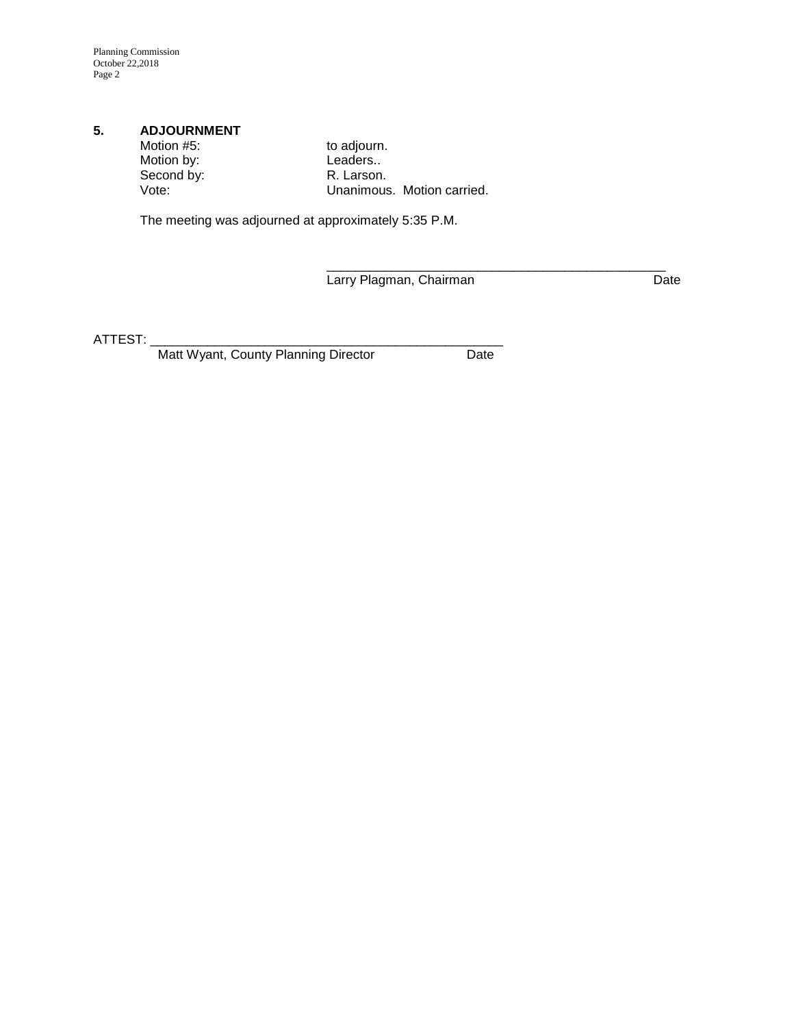**5. ADJOURNMENT**

| | |
|---|---|
| Motion #5: | to adjourn. |
| Motion by: | Leaders.. |
| Second by: | R. Larson. |
| Vote: | Unanimous. Motion carried. |

The meeting was adjourned at approximately 5:35 P.M.

\_\_\_\_\_\_\_\_\_\_\_\_\_\_\_\_\_\_\_\_\_\_\_\_\_\_\_\_\_\_\_\_\_\_\_\_\_\_\_\_\_\_\_\_\_\_\_\_

Larry Plagman, Chairman Date

ATTEST: \_\_\_\_\_\_\_\_\_\_\_\_\_\_\_\_\_\_\_\_\_\_\_\_\_\_\_\_\_\_\_\_\_\_\_\_\_\_\_\_\_\_\_\_\_\_\_\_

Matt Wyant, County Planning Director Date